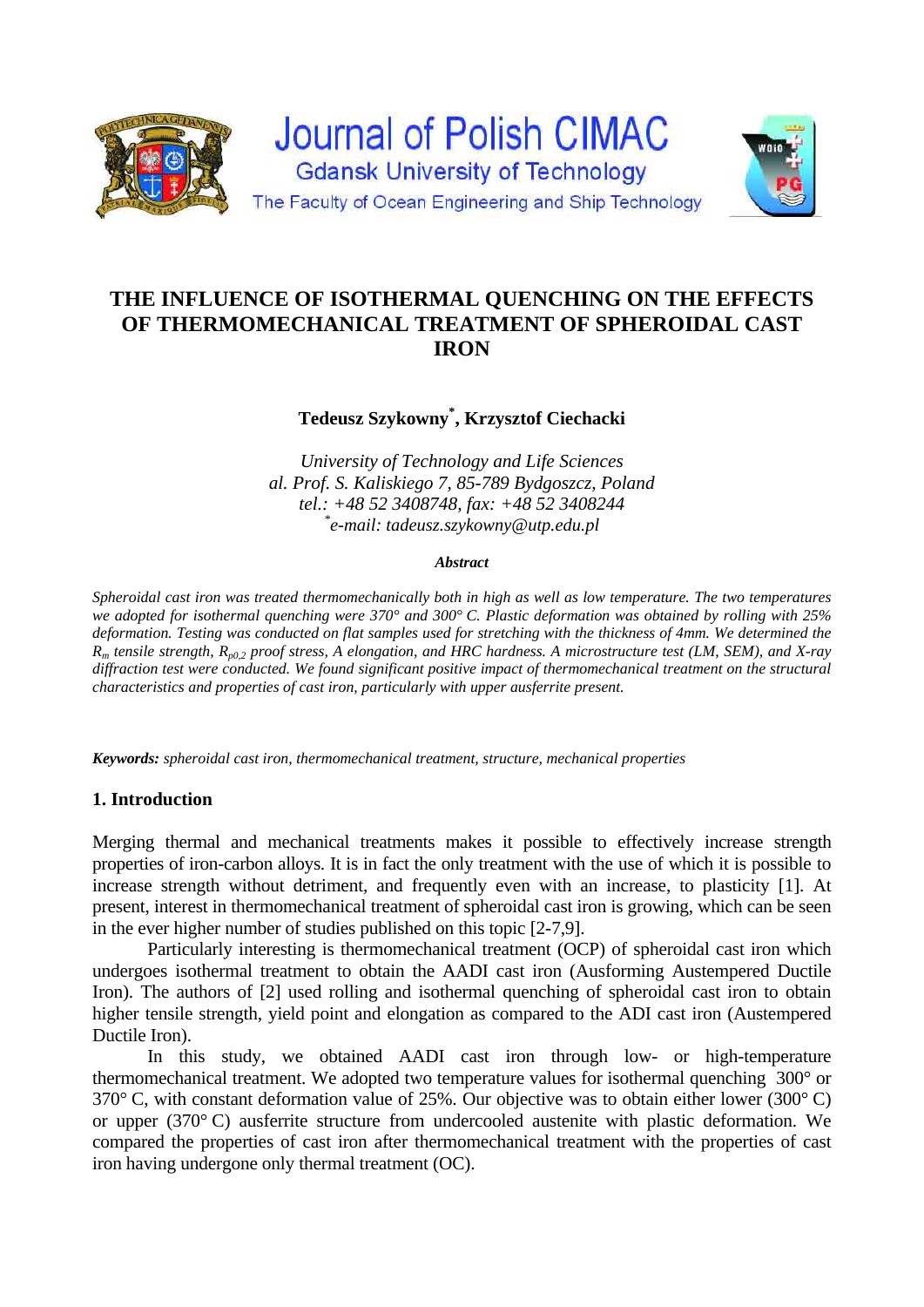Journal of Polish CIMAC

Gdansk University of Technology

The Faculty of Ocean Engineering and Ship Technology

# THE INFLUENCE OF ISOTHERMAL QUENCHING ON THE EFFECTS OF THERMOMECHANICAL TREATMENT OF SPHEROIDAL CAST IRON

**Tedeusz Szykowny[*], Krzysztof Ciechacki**

*University of Technology and Life Sciences*
*al. Prof. S. Kaliskiego 7, 85-789 Bydgoszcz, Poland*
*tel.: +48 52 3408748, fax: +48 52 3408244*
*[*]e-mail: tadeusz.szykowny@utp.edu.pl*

***Abstract***

*Spheroidal cast iron was treated thermomechanically both in high as well as low temperature. The two temperatures we adopted for isothermal quenching were 370° and 300° C. Plastic deformation was obtained by rolling with 25% deformation. Testing was conducted on flat samples used for stretching with the thickness of 4mm. We determined the $R_m$ tensile strength, $R_{p0,2}$ proof stress, A elongation, and HRC hardness. A microstructure test (LM, SEM), and X-ray diffraction test were conducted. We found significant positive impact of thermomechanical treatment on the structural characteristics and properties of cast iron, particularly with upper ausferrite present.*

***Keywords:*** *spheroidal cast iron, thermomechanical treatment, structure, mechanical properties*

## 1. Introduction

Merging thermal and mechanical treatments makes it possible to effectively increase strength properties of iron-carbon alloys. It is in fact the only treatment with the use of which it is possible to increase strength without detriment, and frequently even with an increase, to plasticity [1]. At present, interest in thermomechanical treatment of spheroidal cast iron is growing, which can be seen in the ever higher number of studies published on this topic [2-7,9].

Particularly interesting is thermomechanical treatment (OCP) of spheroidal cast iron which undergoes isothermal treatment to obtain the AADI cast iron (Ausforming Austempered Ductile Iron). The authors of [2] used rolling and isothermal quenching of spheroidal cast iron to obtain higher tensile strength, yield point and elongation as compared to the ADI cast iron (Austempered Ductile Iron).

In this study, we obtained AADI cast iron through low- or high-temperature thermomechanical treatment. We adopted two temperature values for isothermal quenching 300° or 370° C, with constant deformation value of 25%. Our objective was to obtain either lower (300° C) or upper (370° C) ausferrite structure from undercooled austenite with plastic deformation. We compared the properties of cast iron after thermomechanical treatment with the properties of cast iron having undergone only thermal treatment (OC).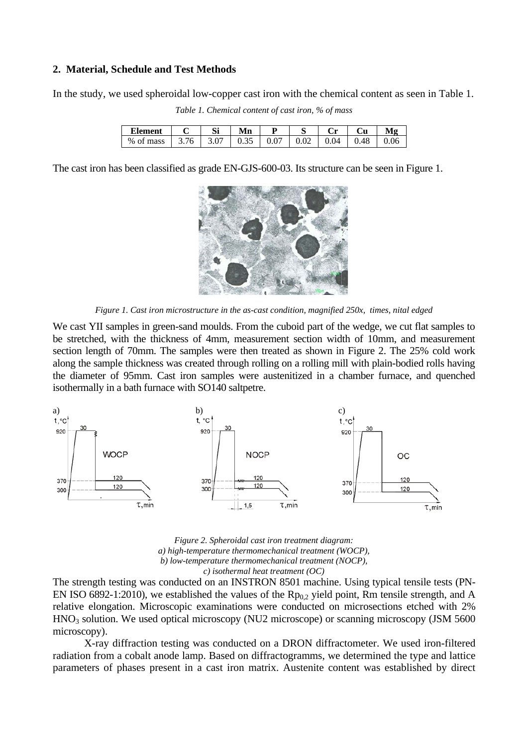## 2. Material, Schedule and Test Methods

In the study, we used spheroidal low-copper cast iron with the chemical content as seen in Table 1.

*Table 1. Chemical content of cast iron, % of mass*

| Element | C | Si | Mn | P | S | Cr | Cu | Mg |
|---|---|---|---|---|---|---|---|---|
| % of mass | 3.76 | 3.07 | 0.35 | 0.07 | 0.02 | 0.04 | 0.48 | 0.06 |

The cast iron has been classified as grade EN-GJS-600-03. Its structure can be seen in Figure 1.

*Figure 1. Cast iron microstructure in the as-cast condition, magnified 250x, times, nital edged*

We cast YII samples in green-sand moulds. From the cuboid part of the wedge, we cut flat samples to be stretched, with the thickness of 4mm, measurement section width of 10mm, and measurement section length of 70mm. The samples were then treated as shown in Figure 2. The 25% cold work along the sample thickness was created through rolling on a rolling mill with plain-bodied rolls having the diameter of 95mm. Cast iron samples were austenitized in a chamber furnace, and quenched isothermally in a bath furnace with SO140 saltpetre.

*Figure 2. Spheroidal cast iron treatment diagram:*
*a) high-temperature thermomechanical treatment (WOCP),*
*b) low-temperature thermomechanical treatment (NOCP),*
*c) isothermal heat treatment (OC)*

The strength testing was conducted on an INSTRON 8501 machine. Using typical tensile tests (PN-EN ISO 6892-1:2010), we established the values of the $Rp_{0,2}$ yield point, Rm tensile strength, and A relative elongation. Microscopic examinations were conducted on microsections etched with 2% $HNO_3$ solution. We used optical microscopy (NU2 microscope) or scanning microscopy (JSM 5600 microscopy).

X-ray diffraction testing was conducted on a DRON diffractometer. We used iron-filtered radiation from a cobalt anode lamp. Based on diffractogramms, we determined the type and lattice parameters of phases present in a cast iron matrix. Austenite content was established by direct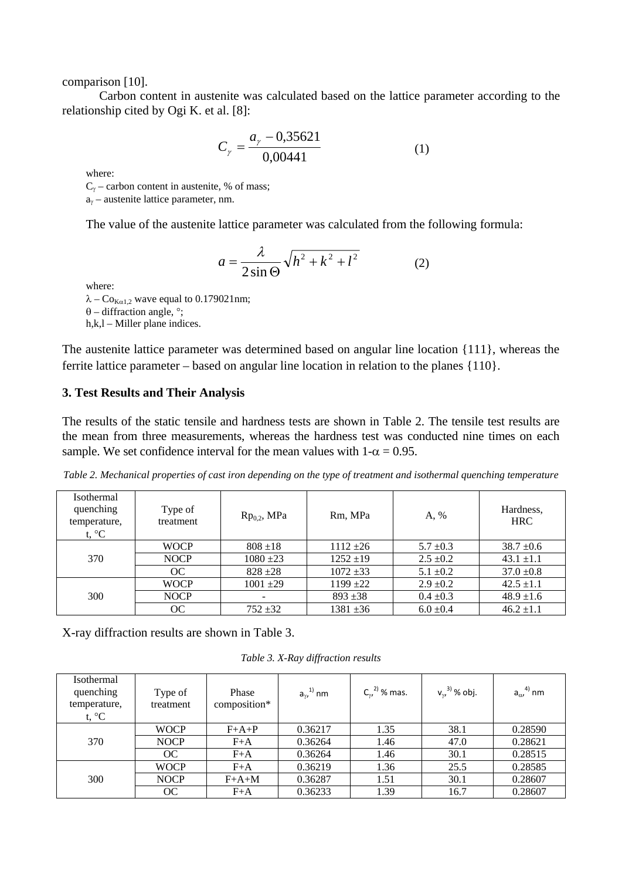comparison [10].

Carbon content in austenite was calculated based on the lattice parameter according to the relationship cited by Ogi K. et al. [8]:

$$C_{\gamma} = \frac{a_{\gamma} - 0,35621}{0,00441} \qquad (1)$$

where:
$C_{\gamma}$ – carbon content in austenite, % of mass;
$a_{\gamma}$ – austenite lattice parameter, nm.

The value of the austenite lattice parameter was calculated from the following formula:

$$a = \frac{\lambda}{2\sin\Theta}\sqrt{h^2 + k^2 + l^2} \qquad (2)$$

where:
$\lambda$ – $Co_{K\alpha1,2}$ wave equal to 0.179021nm;
$\theta$ – diffraction angle, °;
h,k,l – Miller plane indices.

The austenite lattice parameter was determined based on angular line location {111}, whereas the ferrite lattice parameter – based on angular line location in relation to the planes {110}.

### 3. Test Results and Their Analysis

The results of the static tensile and hardness tests are shown in Table 2. The tensile test results are the mean from three measurements, whereas the hardness test was conducted nine times on each sample. We set confidence interval for the mean values with $1-\alpha = 0.95$.

*Table 2. Mechanical properties of cast iron depending on the type of treatment and isothermal quenching temperature*

| Isothermal quenching temperature, t, °C | Type of treatment | $Rp_{0,2}$, MPa | Rm, MPa | A, % | Hardness, HRC |
|---|---|---|---|---|---|
| 370 | WOCP | 808 ±18 | 1112 ±26 | 5.7 ±0.3 | 38.7 ±0.6 |
| | NOCP | 1080 ±23 | 1252 ±19 | 2.5 ±0.2 | 43.1 ±1.1 |
| | OC | 828 ±28 | 1072 ±33 | 5.1 ±0.2 | 37.0 ±0.8 |
| 300 | WOCP | 1001 ±29 | 1199 ±22 | 2.9 ±0.2 | 42.5 ±1.1 |
| | NOCP | - | 893 ±38 | 0.4 ±0.3 | 48.9 ±1.6 |
| | OC | 752 ±32 | 1381 ±36 | 6.0 ±0.4 | 46.2 ±1.1 |

X-ray diffraction results are shown in Table 3.

*Table 3. X-Ray diffraction results*

| Isothermal quenching temperature, t, °C | Type of treatment | Phase composition* | $a_{\gamma}$,[1] nm | $C_{\gamma}$,[2] % mas. | $v_{\gamma}$,[3] % obj. | $a_{\alpha}$,[4] nm |
|---|---|---|---|---|---|---|
| 370 | WOCP | F+A+P | 0.36217 | 1.35 | 38.1 | 0.28590 |
| | NOCP | F+A | 0.36264 | 1.46 | 47.0 | 0.28621 |
| | OC | F+A | 0.36264 | 1.46 | 30.1 | 0.28515 |
| 300 | WOCP | F+A | 0.36219 | 1.36 | 25.5 | 0.28585 |
| | NOCP | F+A+M | 0.36287 | 1.51 | 30.1 | 0.28607 |
| | OC | F+A | 0.36233 | 1.39 | 16.7 | 0.28607 |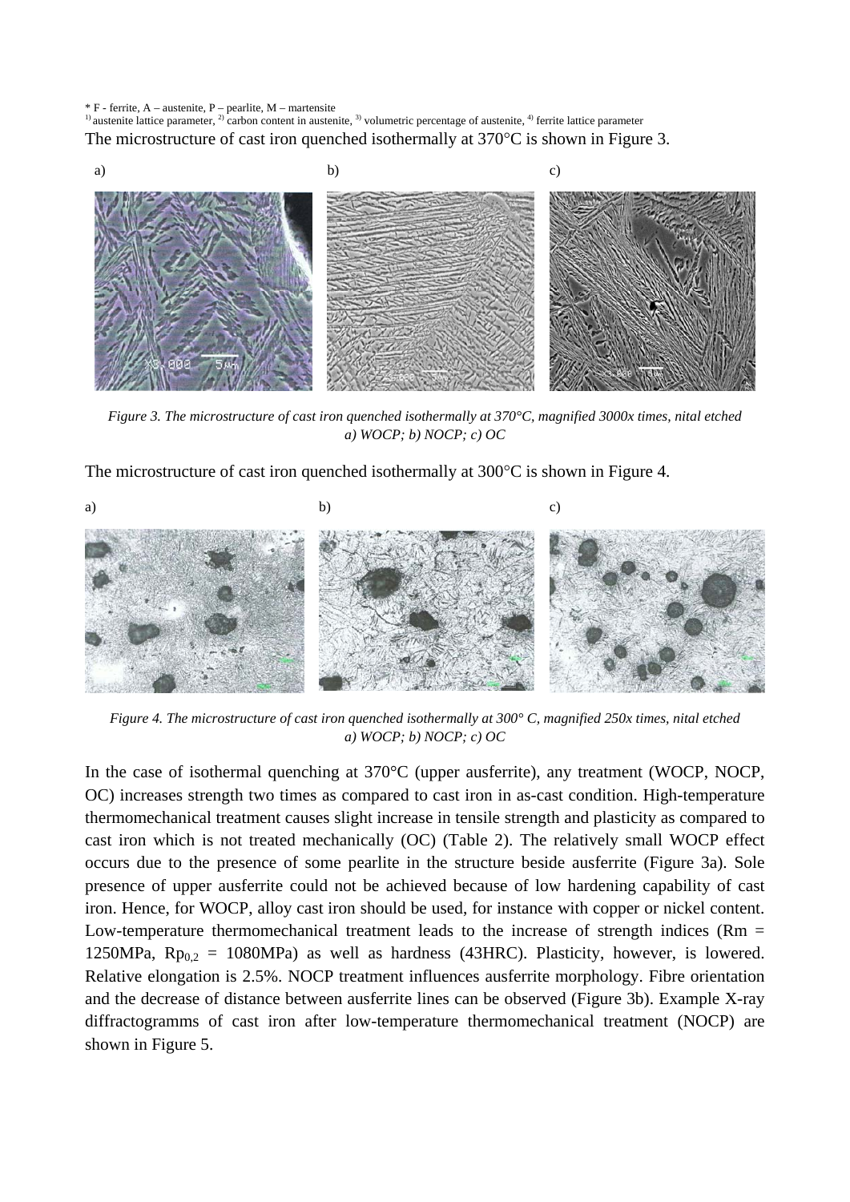\* F - ferrite, A – austenite, P – pearlite, M – martensite

1) austenite lattice parameter, 2) carbon content in austenite, 3) volumetric percentage of austenite, 4) ferrite lattice parameter

The microstructure of cast iron quenched isothermally at 370°C is shown in Figure 3.

*Figure 3. The microstructure of cast iron quenched isothermally at 370°C, magnified 3000x times, nital etched a) WOCP; b) NOCP; c) OC*

The microstructure of cast iron quenched isothermally at 300°C is shown in Figure 4.

*Figure 4. The microstructure of cast iron quenched isothermally at 300° C, magnified 250x times, nital etched a) WOCP; b) NOCP; c) OC*

In the case of isothermal quenching at 370°C (upper ausferrite), any treatment (WOCP, NOCP, OC) increases strength two times as compared to cast iron in as-cast condition. High-temperature thermomechanical treatment causes slight increase in tensile strength and plasticity as compared to cast iron which is not treated mechanically (OC) (Table 2). The relatively small WOCP effect occurs due to the presence of some pearlite in the structure beside ausferrite (Figure 3a). Sole presence of upper ausferrite could not be achieved because of low hardening capability of cast iron. Hence, for WOCP, alloy cast iron should be used, for instance with copper or nickel content. Low-temperature thermomechanical treatment leads to the increase of strength indices (Rm = 1250MPa, $Rp_{0,2}$ = 1080MPa) as well as hardness (43HRC). Plasticity, however, is lowered. Relative elongation is 2.5%. NOCP treatment influences ausferrite morphology. Fibre orientation and the decrease of distance between ausferrite lines can be observed (Figure 3b). Example X-ray diffractogramms of cast iron after low-temperature thermomechanical treatment (NOCP) are shown in Figure 5.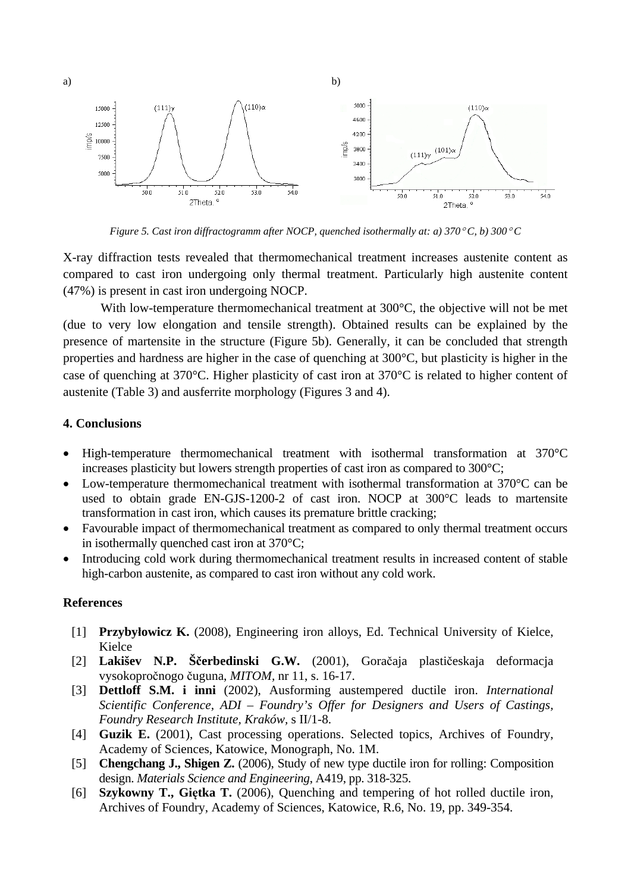a) b)

*Figure 5. Cast iron diffractogramm after NOCP, quenched isothermally at: a) 370 °C, b) 300 °C*

X-ray diffraction tests revealed that thermomechanical treatment increases austenite content as compared to cast iron undergoing only thermal treatment. Particularly high austenite content (47%) is present in cast iron undergoing NOCP.

With low-temperature thermomechanical treatment at 300°C, the objective will not be met (due to very low elongation and tensile strength). Obtained results can be explained by the presence of martensite in the structure (Figure 5b). Generally, it can be concluded that strength properties and hardness are higher in the case of quenching at 300°C, but plasticity is higher in the case of quenching at 370°C. Higher plasticity of cast iron at 370°C is related to higher content of austenite (Table 3) and ausferrite morphology (Figures 3 and 4).

## 4. Conclusions

- High-temperature thermomechanical treatment with isothermal transformation at 370°C increases plasticity but lowers strength properties of cast iron as compared to 300°C;
- Low-temperature thermomechanical treatment with isothermal transformation at 370°C can be used to obtain grade EN-GJS-1200-2 of cast iron. NOCP at 300°C leads to martensite transformation in cast iron, which causes its premature brittle cracking;
- Favourable impact of thermomechanical treatment as compared to only thermal treatment occurs in isothermally quenched cast iron at 370°C;
- Introducing cold work during thermomechanical treatment results in increased content of stable high-carbon austenite, as compared to cast iron without any cold work.

## References

[1] **Przybyłowicz K.** (2008), Engineering iron alloys, Ed. Technical University of Kielce, Kielce

[2] **Lakišev N.P. Ščerbedinski G.W.** (2001), Goračaja plastičeskaja deformacja vysokopročnogo čuguna, *MITOM*, nr 11, s. 16-17.

[3] **Dettloff S.M. i inni** (2002), Ausforming austempered ductile iron. *International Scientific Conference, ADI – Foundry's Offer for Designers and Users of Castings, Foundry Research Institute, Kraków*, s II/1-8.

[4] **Guzik E.** (2001), Cast processing operations. Selected topics, Archives of Foundry, Academy of Sciences, Katowice, Monograph, No. 1M.

[5] **Chengchang J., Shigen Z.** (2006), Study of new type ductile iron for rolling: Composition design. *Materials Science and Engineering*, A419, pp. 318-325.

[6] **Szykowny T., Giętka T.** (2006), Quenching and tempering of hot rolled ductile iron, Archives of Foundry, Academy of Sciences, Katowice, R.6, No. 19, pp. 349-354.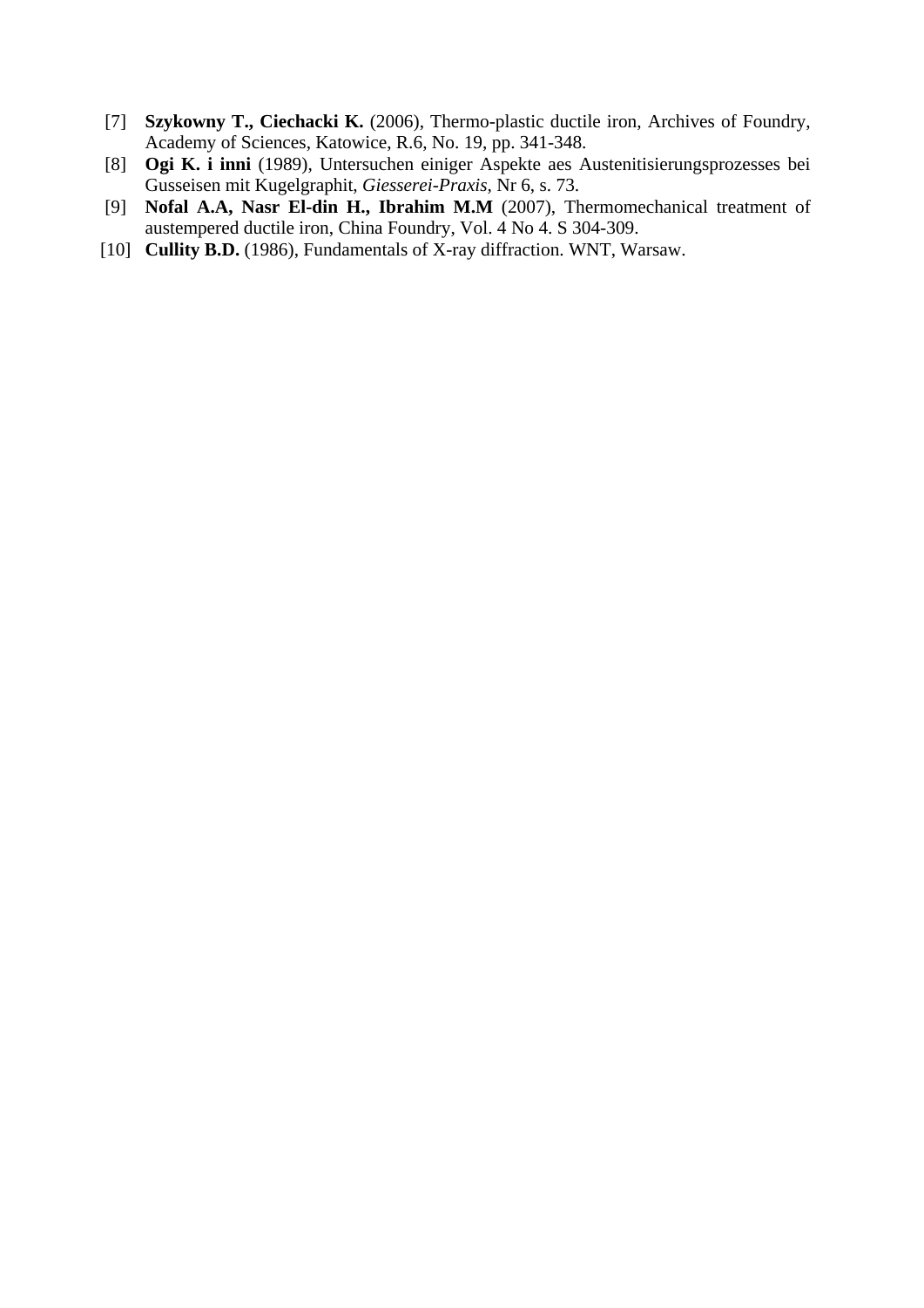[7] **Szykowny T., Ciechacki K.** (2006), Thermo-plastic ductile iron, Archives of Foundry, Academy of Sciences, Katowice, R.6, No. 19, pp. 341-348.

[8] **Ogi K. i inni** (1989), Untersuchen einiger Aspekte aes Austenitisierungsprozesses bei Gusseisen mit Kugelgraphit, *Giesserei-Praxis*, Nr 6, s. 73.

[9] **Nofal A.A, Nasr El-din H., Ibrahim M.M** (2007), Thermomechanical treatment of austempered ductile iron, China Foundry, Vol. 4 No 4. S 304-309.

[10] **Cullity B.D.** (1986), Fundamentals of X-ray diffraction. WNT, Warsaw.